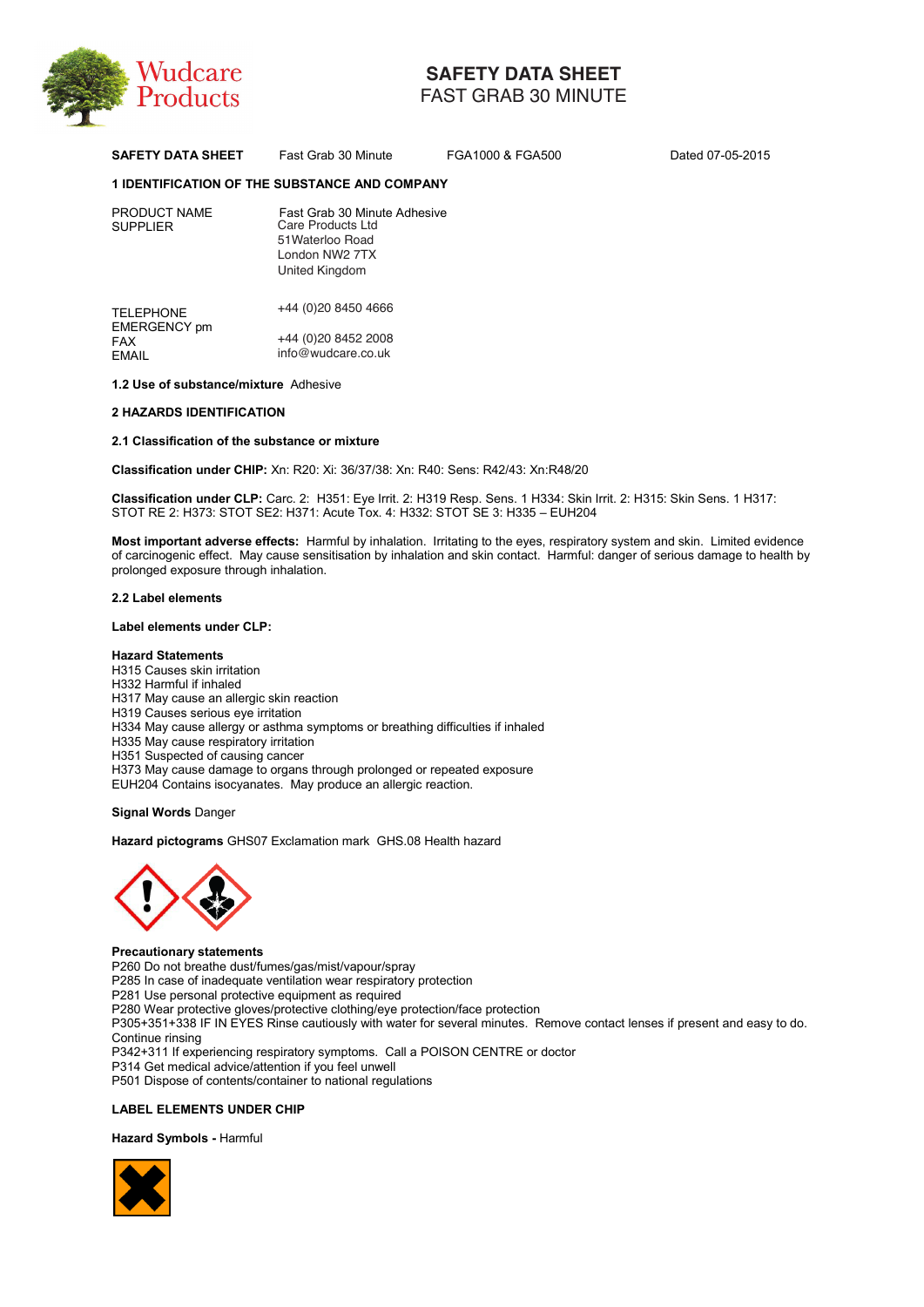# SAFETY DATA SHEET
## FAST GRAB 30 MINUTE

| SAFETY DATA SHEET | Fast Grab 30 Minute | FGA1000 & FGA500 | Dated 07-05-2015 |
|---|---|---|---|

### 1 IDENTIFICATION OF THE SUBSTANCE AND COMPANY

PRODUCT NAME Fast Grab 30 Minute Adhesive

SUPPLIER Care Products Ltd
51Waterloo Road
London NW2 7TX
United Kingdom

TELEPHONE +44 (0)20 8450 4666
EMERGENCY pm
FAX +44 (0)20 8452 2008
EMAIL info@wudcare.co.uk

**1.2 Use of substance/mixture** Adhesive

### 2 HAZARDS IDENTIFICATION

**2.1 Classification of the substance or mixture**

**Classification under CHIP:** Xn: R20: Xi: 36/37/38: Xn: R40: Sens: R42/43: Xn:R48/20

**Classification under CLP:** Carc. 2: H351: Eye Irrit. 2: H319 Resp. Sens. 1 H334: Skin Irrit. 2: H315: Skin Sens. 1 H317: STOT RE 2: H373: STOT SE2: H371: Acute Tox. 4: H332: STOT SE 3: H335 – EUH204

**Most important adverse effects:** Harmful by inhalation. Irritating to the eyes, respiratory system and skin. Limited evidence of carcinogenic effect. May cause sensitisation by inhalation and skin contact. Harmful: danger of serious damage to health by prolonged exposure through inhalation.

**2.2 Label elements**

**Label elements under CLP:**

**Hazard Statements**
H315 Causes skin irritation
H332 Harmful if inhaled
H317 May cause an allergic skin reaction
H319 Causes serious eye irritation
H334 May cause allergy or asthma symptoms or breathing difficulties if inhaled
H335 May cause respiratory irritation
H351 Suspected of causing cancer
H373 May cause damage to organs through prolonged or repeated exposure
EUH204 Contains isocyanates. May produce an allergic reaction.

**Signal Words** Danger

**Hazard pictograms** GHS07 Exclamation mark GHS.08 Health hazard

**Precautionary statements**
P260 Do not breathe dust/fumes/gas/mist/vapour/spray
P285 In case of inadequate ventilation wear respiratory protection
P281 Use personal protective equipment as required
P280 Wear protective gloves/protective clothing/eye protection/face protection
P305+351+338 IF IN EYES Rinse cautiously with water for several minutes. Remove contact lenses if present and easy to do. Continue rinsing
P342+311 If experiencing respiratory symptoms. Call a POISON CENTRE or doctor
P314 Get medical advice/attention if you feel unwell
P501 Dispose of contents/container to national regulations

**LABEL ELEMENTS UNDER CHIP**

**Hazard Symbols -** Harmful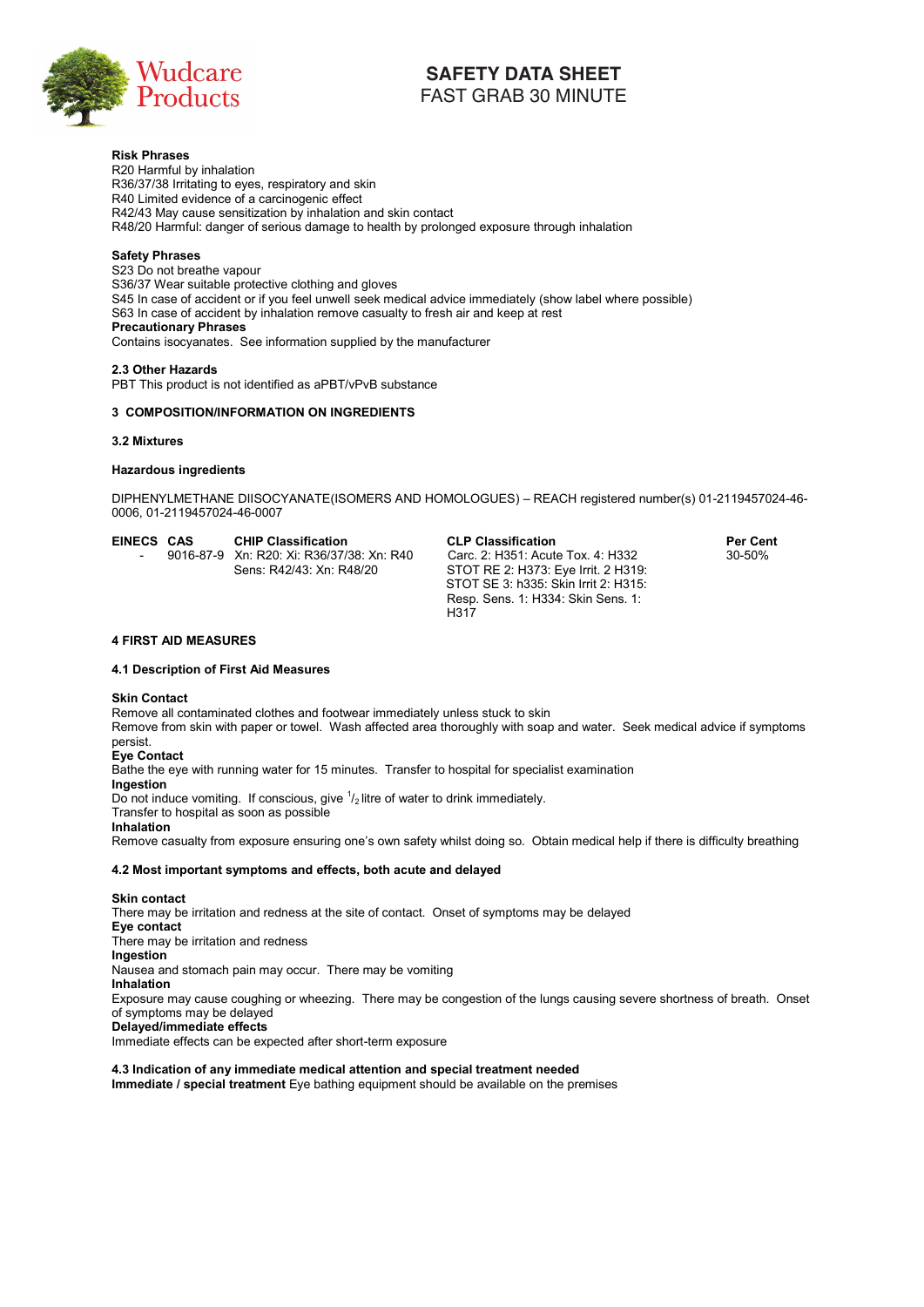**Risk Phrases**
R20 Harmful by inhalation
R36/37/38 Irritating to eyes, respiratory and skin
R40 Limited evidence of a carcinogenic effect
R42/43 May cause sensitization by inhalation and skin contact
R48/20 Harmful: danger of serious damage to health by prolonged exposure through inhalation

**Safety Phrases**
S23 Do not breathe vapour
S36/37 Wear suitable protective clothing and gloves
S45 In case of accident or if you feel unwell seek medical advice immediately (show label where possible)
S63 In case of accident by inhalation remove casualty to fresh air and keep at rest
**Precautionary Phrases**
Contains isocyanates. See information supplied by the manufacturer

**2.3 Other Hazards**
PBT This product is not identified as aPBT/vPvB substance

**3 COMPOSITION/INFORMATION ON INGREDIENTS**

**3.2 Mixtures**

**Hazardous ingredients**

DIPHENYLMETHANE DIISOCYANATE(ISOMERS AND HOMOLOGUES) – REACH registered number(s) 01-2119457024-46-0006, 01-2119457024-46-0007

| EINECS | CAS | CHIP Classification | CLP Classification | Per Cent |
|---|---|---|---|---|
| - | 9016-87-9 | Xn: R20: Xi: R36/37/38: Xn: R40 Sens: R42/43: Xn: R48/20 | Carc. 2: H351: Acute Tox. 4: H332 STOT RE 2: H373: Eye Irrit. 2 H319: STOT SE 3: h335: Skin Irrit 2: H315: Resp. Sens. 1: H334: Skin Sens. 1: H317 | 30-50% |

**4 FIRST AID MEASURES**

**4.1 Description of First Aid Measures**

**Skin Contact**
Remove all contaminated clothes and footwear immediately unless stuck to skin
Remove from skin with paper or towel. Wash affected area thoroughly with soap and water. Seek medical advice if symptoms persist.
**Eye Contact**
Bathe the eye with running water for 15 minutes. Transfer to hospital for specialist examination
**Ingestion**
Do not induce vomiting. If conscious, give $^{1}/_{2}$ litre of water to drink immediately.
Transfer to hospital as soon as possible
**Inhalation**
Remove casualty from exposure ensuring one's own safety whilst doing so. Obtain medical help if there is difficulty breathing

**4.2 Most important symptoms and effects, both acute and delayed**

**Skin contact**
There may be irritation and redness at the site of contact. Onset of symptoms may be delayed
**Eye contact**
There may be irritation and redness
**Ingestion**
Nausea and stomach pain may occur. There may be vomiting
**Inhalation**
Exposure may cause coughing or wheezing. There may be congestion of the lungs causing severe shortness of breath. Onset of symptoms may be delayed
**Delayed/immediate effects**
Immediate effects can be expected after short-term exposure

**4.3 Indication of any immediate medical attention and special treatment needed**
**Immediate / special treatment** Eye bathing equipment should be available on the premises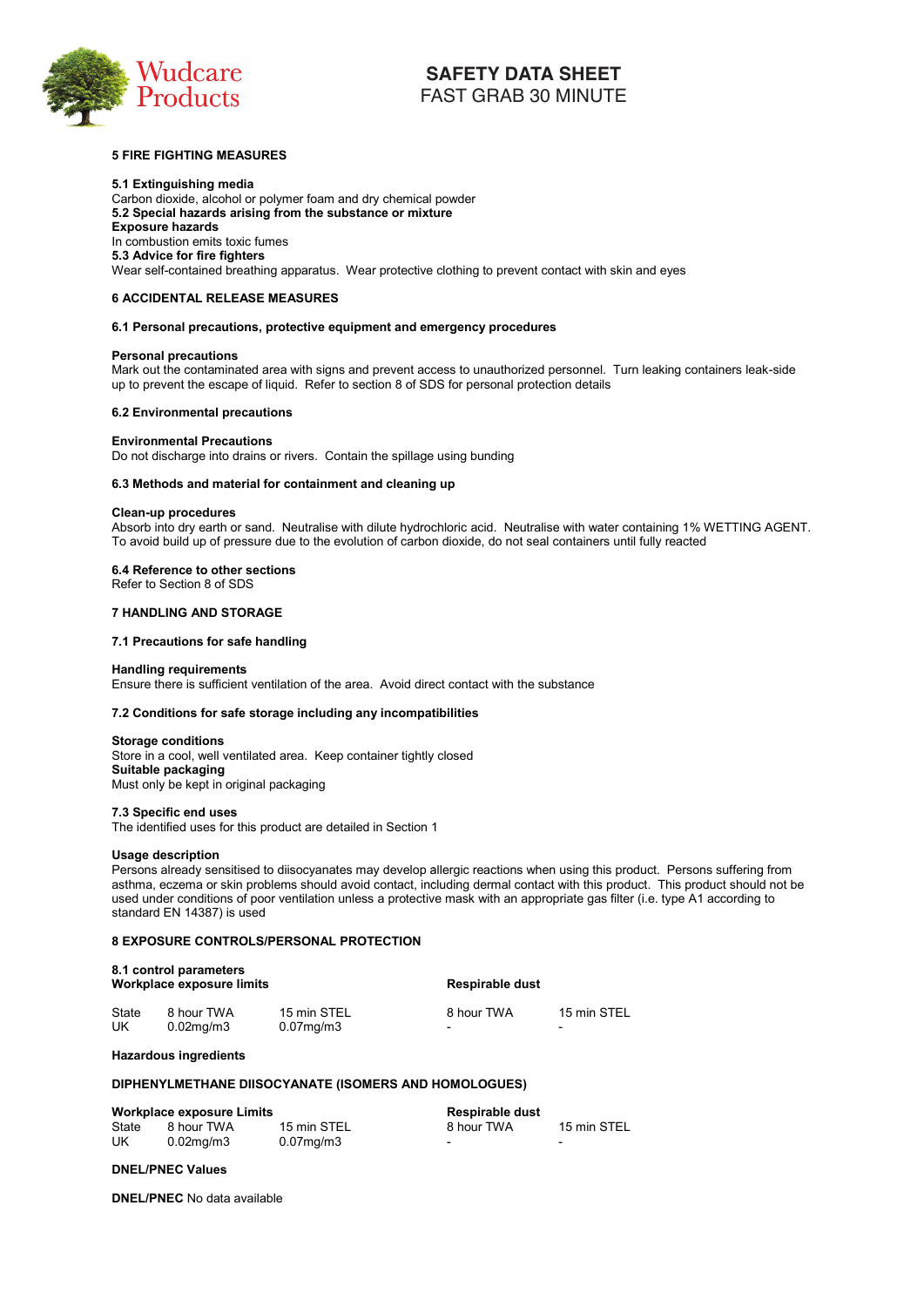### 5 FIRE FIGHTING MEASURES

**5.1 Extinguishing media**
Carbon dioxide, alcohol or polymer foam and dry chemical powder
**5.2 Special hazards arising from the substance or mixture**
**Exposure hazards**
In combustion emits toxic fumes
**5.3 Advice for fire fighters**
Wear self-contained breathing apparatus. Wear protective clothing to prevent contact with skin and eyes

### 6 ACCIDENTAL RELEASE MEASURES

**6.1 Personal precautions, protective equipment and emergency procedures**

**Personal precautions**
Mark out the contaminated area with signs and prevent access to unauthorized personnel. Turn leaking containers leak-side up to prevent the escape of liquid. Refer to section 8 of SDS for personal protection details

**6.2 Environmental precautions**

**Environmental Precautions**
Do not discharge into drains or rivers. Contain the spillage using bunding

**6.3 Methods and material for containment and cleaning up**

**Clean-up procedures**
Absorb into dry earth or sand. Neutralise with dilute hydrochloric acid. Neutralise with water containing 1% WETTING AGENT. To avoid build up of pressure due to the evolution of carbon dioxide, do not seal containers until fully reacted

**6.4 Reference to other sections**
Refer to Section 8 of SDS

### 7 HANDLING AND STORAGE

**7.1 Precautions for safe handling**

**Handling requirements**
Ensure there is sufficient ventilation of the area. Avoid direct contact with the substance

**7.2 Conditions for safe storage including any incompatibilities**

**Storage conditions**
Store in a cool, well ventilated area. Keep container tightly closed
**Suitable packaging**
Must only be kept in original packaging

**7.3 Specific end uses**
The identified uses for this product are detailed in Section 1

**Usage description**
Persons already sensitised to diisocyanates may develop allergic reactions when using this product. Persons suffering from asthma, eczema or skin problems should avoid contact, including dermal contact with this product. This product should not be used under conditions of poor ventilation unless a protective mask with an appropriate gas filter (i.e. type A1 according to standard EN 14387) is used

### 8 EXPOSURE CONTROLS/PERSONAL PROTECTION

**8.1 control parameters**

| **Workplace exposure limits** | | | **Respirable dust** | |
|---|---|---|---|---|
| State | 8 hour TWA | 15 min STEL | 8 hour TWA | 15 min STEL |
| UK | 0.02mg/m3 | 0.07mg/m3 | - | - |

**Hazardous ingredients**

**DIPHENYLMETHANE DIISOCYANATE (ISOMERS AND HOMOLOGUES)**

| **Workplace exposure Limits** | | | **Respirable dust** | |
|---|---|---|---|---|
| State | 8 hour TWA | 15 min STEL | 8 hour TWA | 15 min STEL |
| UK | 0.02mg/m3 | 0.07mg/m3 | - | - |

**DNEL/PNEC Values**

**DNEL/PNEC** No data available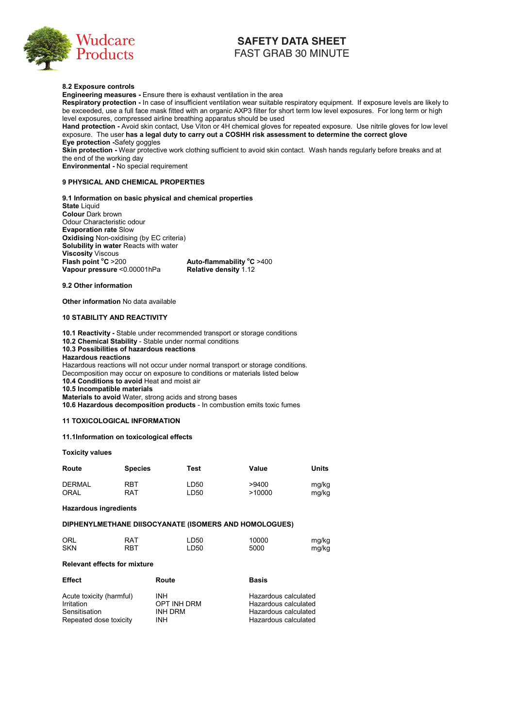**8.2 Exposure controls**
**Engineering measures -** Ensure there is exhaust ventilation in the area
**Respiratory protection -** In case of insufficient ventilation wear suitable respiratory equipment. If exposure levels are likely to be exceeded, use a full face mask fitted with an organic AXP3 filter for short term low level exposures. For long term or high level exposures, compressed airline breathing apparatus should be used
**Hand protection -** Avoid skin contact, Use Viton or 4H chemical gloves for repeated exposure. Use nitrile gloves for low level exposure. The user **has a legal duty to carry out a COSHH risk assessment to determine the correct glove**
**Eye protection -**Safety goggles
**Skin protection -** Wear protective work clothing sufficient to avoid skin contact. Wash hands regularly before breaks and at the end of the working day
**Environmental -** No special requirement

## 9 PHYSICAL AND CHEMICAL PROPERTIES

**9.1 Information on basic physical and chemical properties**
**State** Liquid
**Colour** Dark brown
Odour Characteristic odour
**Evaporation rate** Slow
**Oxidising** Non-oxidising (by EC criteria)
**Solubility in water** Reacts with water
**Viscosity** Viscous
**Flash point °C** >200
**Vapour pressure** <0.00001hPa
**Auto-flammability °C** >400
**Relative density** 1.12

**9.2 Other information**

**Other information** No data available

## 10 STABILITY AND REACTIVITY

**10.1 Reactivity -** Stable under recommended transport or storage conditions
**10.2 Chemical Stability** - Stable under normal conditions
**10.3 Possibilities of hazardous reactions**
**Hazardous reactions**
Hazardous reactions will not occur under normal transport or storage conditions.
Decomposition may occur on exposure to conditions or materials listed below
**10.4 Conditions to avoid** Heat and moist air
**10.5 Incompatible materials**
**Materials to avoid** Water, strong acids and strong bases
**10.6 Hazardous decomposition products** - In combustion emits toxic fumes

## 11 TOXICOLOGICAL INFORMATION

**11.1Information on toxicological effects**

**Toxicity values**

| Route | Species | Test | Value | Units |
|---|---|---|---|---|
| DERMAL | RBT | LD50 | >9400 | mg/kg |
| ORAL | RAT | LD50 | >10000 | mg/kg |

**Hazardous ingredients**

**DIPHENYLMETHANE DIISOCYANATE (ISOMERS AND HOMOLOGUES)**

| | | | | |
|---|---|---|---|---|
| ORL | RAT | LD50 | 10000 | mg/kg |
| SKN | RBT | LD50 | 5000 | mg/kg |

**Relevant effects for mixture**

| Effect | Route | Basis |
|---|---|---|
| Acute toxicity (harmful) | INH | Hazardous calculated |
| Irritation | OPT INH DRM | Hazardous calculated |
| Sensitisation | INH DRM | Hazardous calculated |
| Repeated dose toxicity | INH | Hazardous calculated |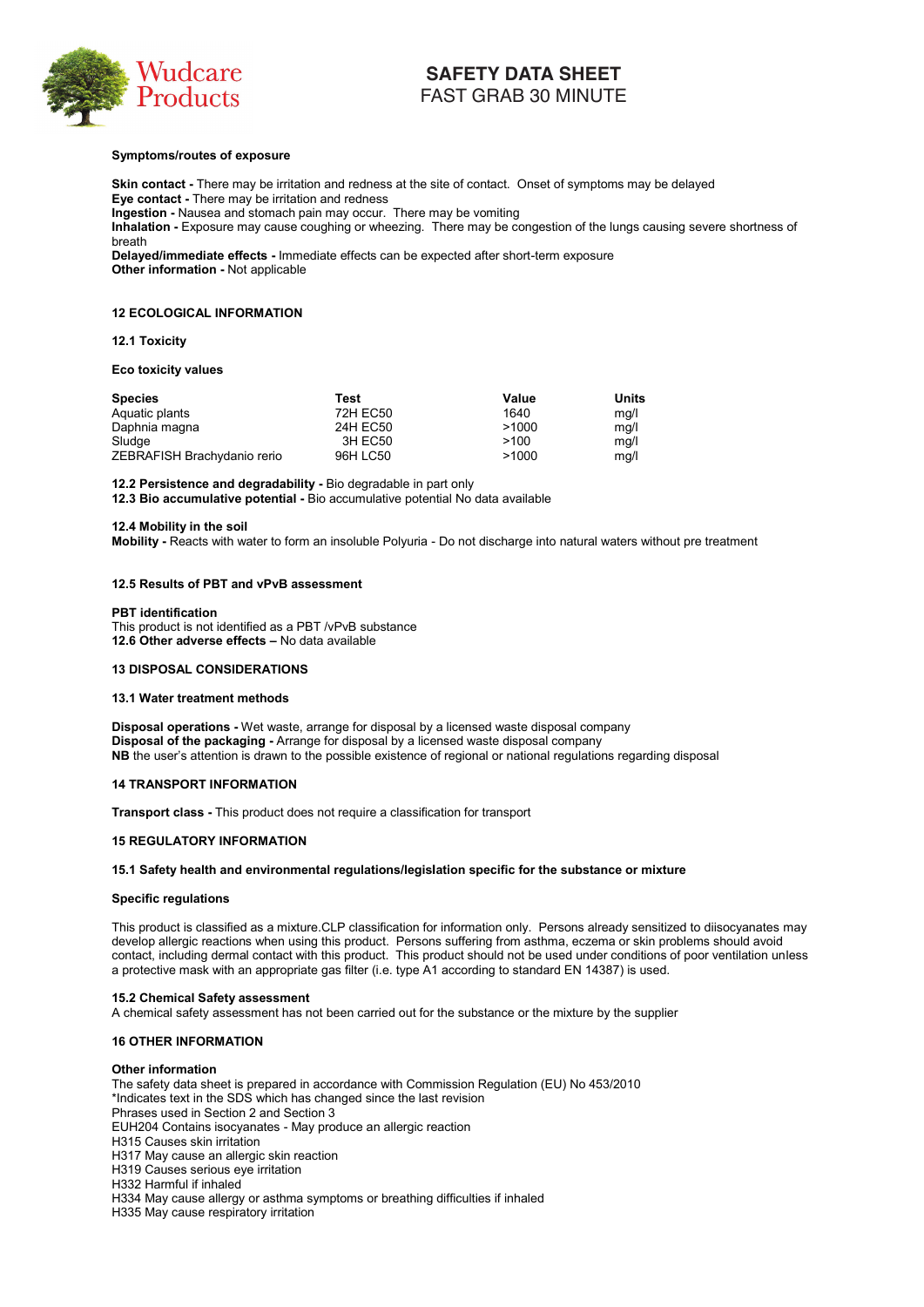**Symptoms/routes of exposure**

**Skin contact -** There may be irritation and redness at the site of contact. Onset of symptoms may be delayed
**Eye contact -** There may be irritation and redness
**Ingestion -** Nausea and stomach pain may occur. There may be vomiting
**Inhalation -** Exposure may cause coughing or wheezing. There may be congestion of the lungs causing severe shortness of breath
**Delayed/immediate effects -** Immediate effects can be expected after short-term exposure
**Other information -** Not applicable

## 12 ECOLOGICAL INFORMATION

### 12.1 Toxicity

**Eco toxicity values**

| Species | Test | Value | Units |
|---|---|---|---|
| Aquatic plants | 72H EC50 | 1640 | mg/l |
| Daphnia magna | 24H EC50 | >1000 | mg/l |
| Sludge | 3H EC50 | >100 | mg/l |
| ZEBRAFISH Brachydanio rerio | 96H LC50 | >1000 | mg/l |

**12.2 Persistence and degradability -** Bio degradable in part only
**12.3 Bio accumulative potential -** Bio accumulative potential No data available

**12.4 Mobility in the soil**
**Mobility -** Reacts with water to form an insoluble Polyuria - Do not discharge into natural waters without pre treatment

### 12.5 Results of PBT and vPvB assessment

**PBT identification**
This product is not identified as a PBT /vPvB substance
**12.6 Other adverse effects –** No data available

## 13 DISPOSAL CONSIDERATIONS

### 13.1 Water treatment methods

**Disposal operations -** Wet waste, arrange for disposal by a licensed waste disposal company
**Disposal of the packaging -** Arrange for disposal by a licensed waste disposal company
**NB** the user's attention is drawn to the possible existence of regional or national regulations regarding disposal

## 14 TRANSPORT INFORMATION

**Transport class -** This product does not require a classification for transport

## 15 REGULATORY INFORMATION

### 15.1 Safety health and environmental regulations/legislation specific for the substance or mixture

**Specific regulations**

This product is classified as a mixture.CLP classification for information only. Persons already sensitized to diisocyanates may develop allergic reactions when using this product. Persons suffering from asthma, eczema or skin problems should avoid contact, including dermal contact with this product. This product should not be used under conditions of poor ventilation unless a protective mask with an appropriate gas filter (i.e. type A1 according to standard EN 14387) is used.

**15.2 Chemical Safety assessment**
A chemical safety assessment has not been carried out for the substance or the mixture by the supplier

## 16 OTHER INFORMATION

**Other information**
The safety data sheet is prepared in accordance with Commission Regulation (EU) No 453/2010
*Indicates text in the SDS which has changed since the last revision
Phrases used in Section 2 and Section 3
EUH204 Contains isocyanates - May produce an allergic reaction
H315 Causes skin irritation
H317 May cause an allergic skin reaction
H319 Causes serious eye irritation
H332 Harmful if inhaled
H334 May cause allergy or asthma symptoms or breathing difficulties if inhaled
H335 May cause respiratory irritation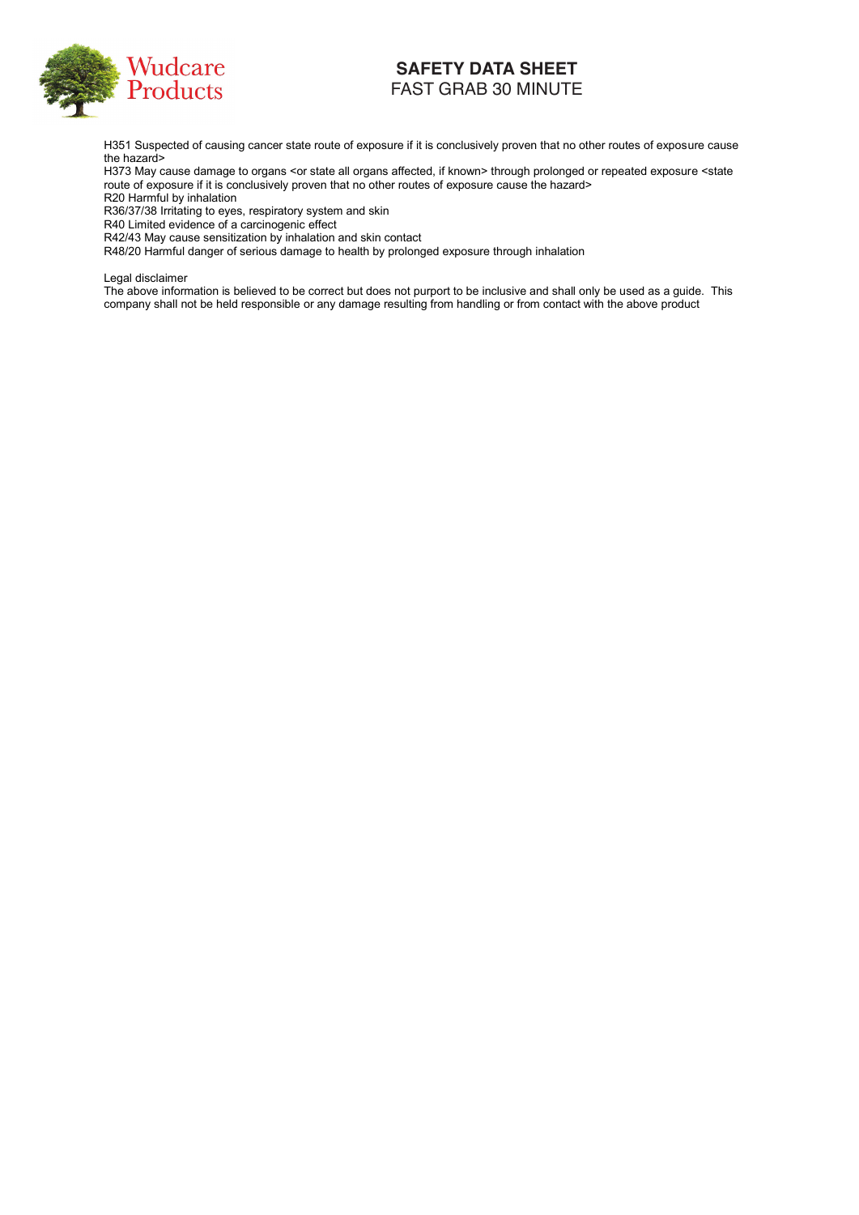H351 Suspected of causing cancer state route of exposure if it is conclusively proven that no other routes of exposure cause the hazard>
H373 May cause damage to organs <or state all organs affected, if known> through prolonged or repeated exposure <state route of exposure if it is conclusively proven that no other routes of exposure cause the hazard>
R20 Harmful by inhalation
R36/37/38 Irritating to eyes, respiratory system and skin
R40 Limited evidence of a carcinogenic effect
R42/43 May cause sensitization by inhalation and skin contact
R48/20 Harmful danger of serious damage to health by prolonged exposure through inhalation

Legal disclaimer
The above information is believed to be correct but does not purport to be inclusive and shall only be used as a guide. This company shall not be held responsible or any damage resulting from handling or from contact with the above product